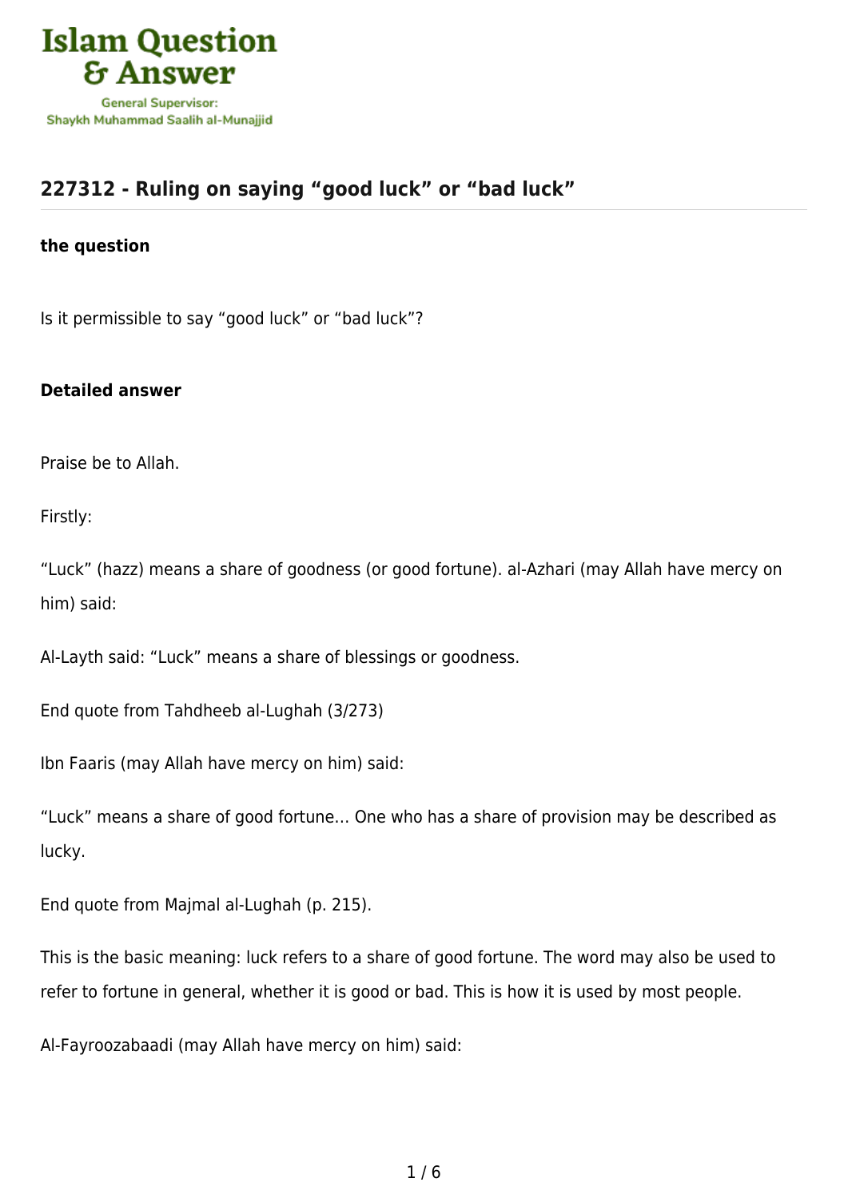Islam Question & Answer

General Supervisor: Shaykh Muhammad Saalih al-Munajjid

## 227312 - Ruling on saying "good luck" or "bad luck"

### the question

Is it permissible to say "good luck" or "bad luck"?

### Detailed answer

Praise be to Allah.

Firstly:

"Luck" (hazz) means a share of goodness (or good fortune). al-Azhari (may Allah have mercy on him) said:

Al-Layth said: "Luck" means a share of blessings or goodness.

End quote from Tahdheeb al-Lughah (3/273)

Ibn Faaris (may Allah have mercy on him) said:

"Luck" means a share of good fortune… One who has a share of provision may be described as lucky.

End quote from Majmal al-Lughah (p. 215).

This is the basic meaning: luck refers to a share of good fortune. The word may also be used to refer to fortune in general, whether it is good or bad. This is how it is used by most people.

Al-Fayroozabaadi (may Allah have mercy on him) said: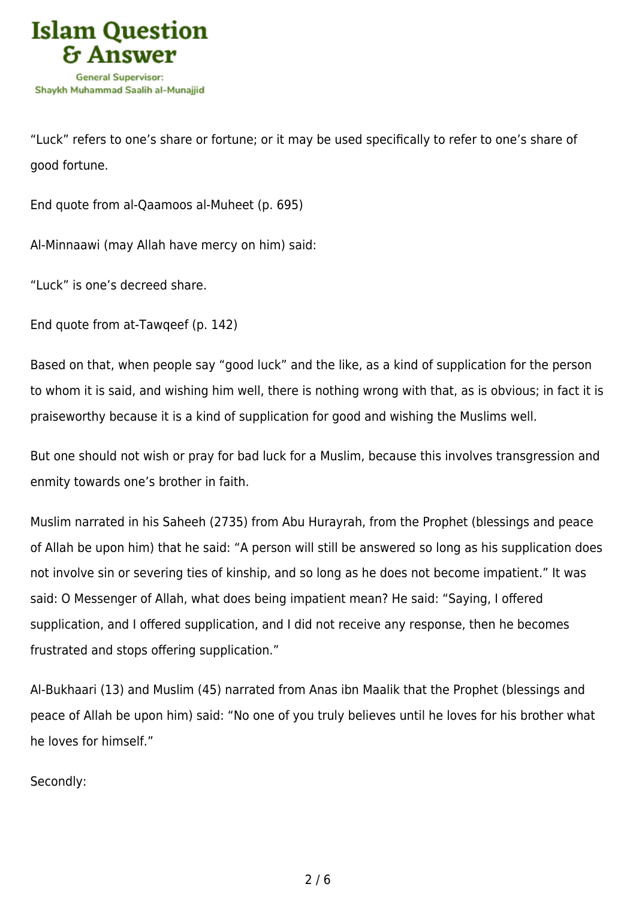"Luck" refers to one's share or fortune; or it may be used specifically to refer to one's share of good fortune.

End quote from al-Qaamoos al-Muheet (p. 695)

Al-Minnaawi (may Allah have mercy on him) said:

"Luck" is one's decreed share.

End quote from at-Tawqeef (p. 142)

Based on that, when people say "good luck" and the like, as a kind of supplication for the person to whom it is said, and wishing him well, there is nothing wrong with that, as is obvious; in fact it is praiseworthy because it is a kind of supplication for good and wishing the Muslims well.

But one should not wish or pray for bad luck for a Muslim, because this involves transgression and enmity towards one's brother in faith.

Muslim narrated in his Saheeh (2735) from Abu Hurayrah, from the Prophet (blessings and peace of Allah be upon him) that he said: "A person will still be answered so long as his supplication does not involve sin or severing ties of kinship, and so long as he does not become impatient." It was said: O Messenger of Allah, what does being impatient mean? He said: "Saying, I offered supplication, and I offered supplication, and I did not receive any response, then he becomes frustrated and stops offering supplication."

Al-Bukhaari (13) and Muslim (45) narrated from Anas ibn Maalik that the Prophet (blessings and peace of Allah be upon him) said: "No one of you truly believes until he loves for his brother what he loves for himself."

Secondly: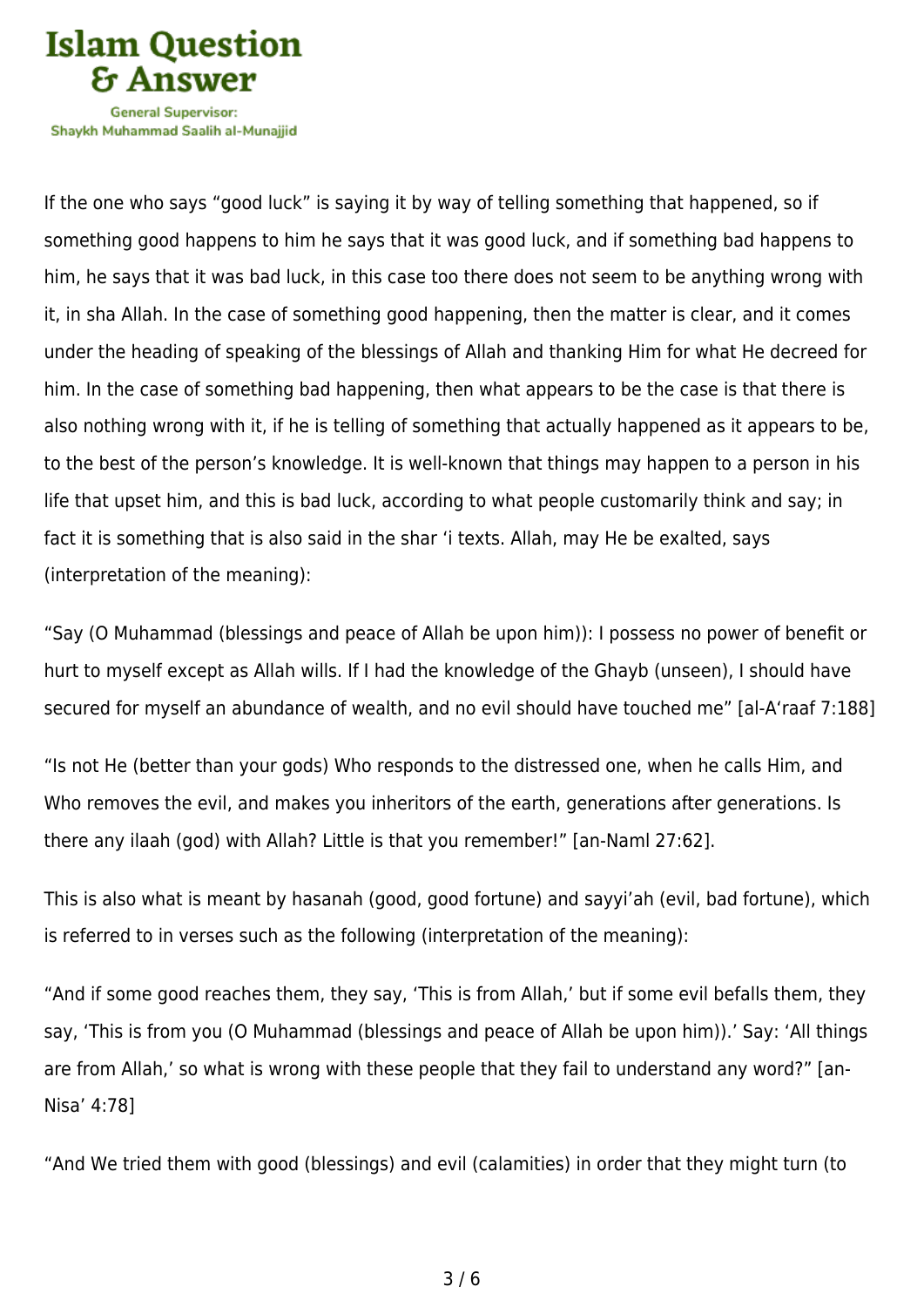If the one who says "good luck" is saying it by way of telling something that happened, so if something good happens to him he says that it was good luck, and if something bad happens to him, he says that it was bad luck, in this case too there does not seem to be anything wrong with it, in sha Allah. In the case of something good happening, then the matter is clear, and it comes under the heading of speaking of the blessings of Allah and thanking Him for what He decreed for him. In the case of something bad happening, then what appears to be the case is that there is also nothing wrong with it, if he is telling of something that actually happened as it appears to be, to the best of the person's knowledge. It is well-known that things may happen to a person in his life that upset him, and this is bad luck, according to what people customarily think and say; in fact it is something that is also said in the shar 'i texts. Allah, may He be exalted, says (interpretation of the meaning):

"Say (O Muhammad (blessings and peace of Allah be upon him)): I possess no power of benefit or hurt to myself except as Allah wills. If I had the knowledge of the Ghayb (unseen), I should have secured for myself an abundance of wealth, and no evil should have touched me" [al-A'raaf 7:188]

"Is not He (better than your gods) Who responds to the distressed one, when he calls Him, and Who removes the evil, and makes you inheritors of the earth, generations after generations. Is there any ilaah (god) with Allah? Little is that you remember!" [an-Naml 27:62].

This is also what is meant by hasanah (good, good fortune) and sayyi'ah (evil, bad fortune), which is referred to in verses such as the following (interpretation of the meaning):

"And if some good reaches them, they say, 'This is from Allah,' but if some evil befalls them, they say, 'This is from you (O Muhammad (blessings and peace of Allah be upon him)).' Say: 'All things are from Allah,' so what is wrong with these people that they fail to understand any word?" [an-Nisa' 4:78]

"And We tried them with good (blessings) and evil (calamities) in order that they might turn (to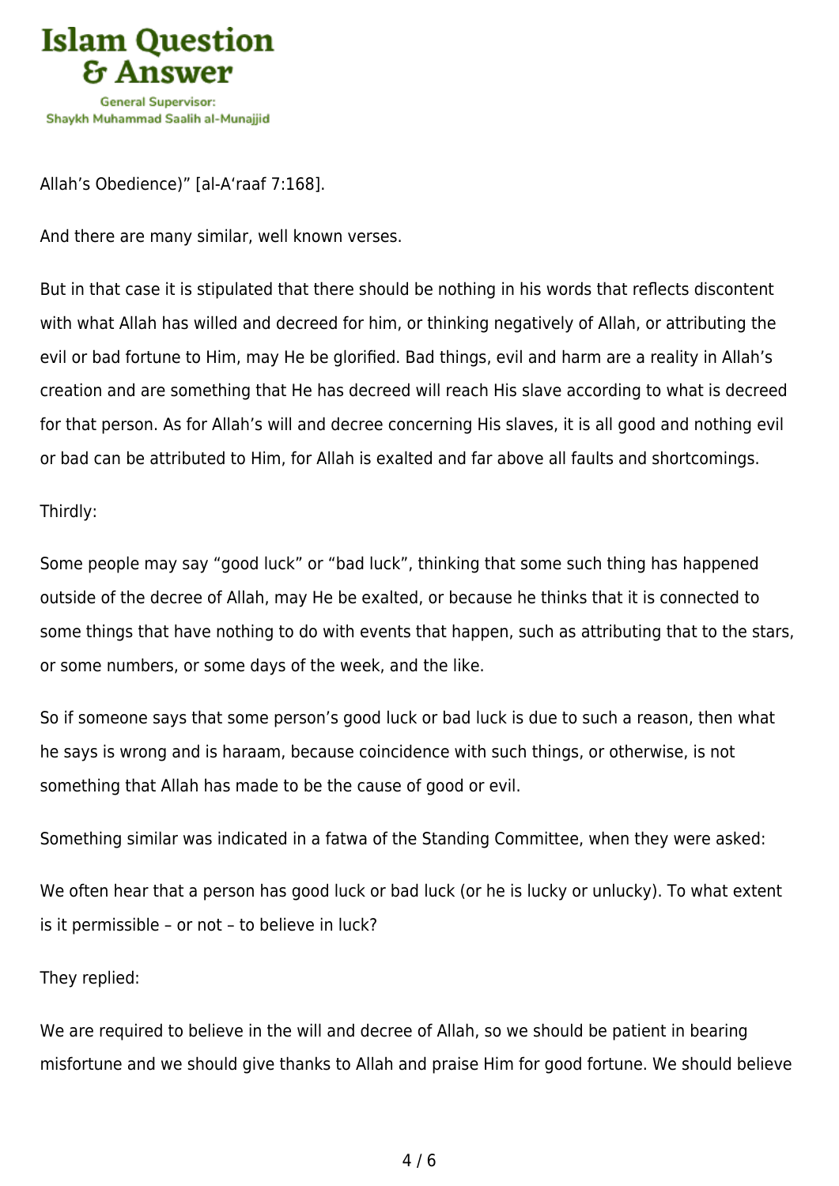Allah's Obedience)" [al-A'raaf 7:168].

And there are many similar, well known verses.

But in that case it is stipulated that there should be nothing in his words that reflects discontent with what Allah has willed and decreed for him, or thinking negatively of Allah, or attributing the evil or bad fortune to Him, may He be glorified. Bad things, evil and harm are a reality in Allah's creation and are something that He has decreed will reach His slave according to what is decreed for that person. As for Allah's will and decree concerning His slaves, it is all good and nothing evil or bad can be attributed to Him, for Allah is exalted and far above all faults and shortcomings.

Thirdly:

Some people may say "good luck" or "bad luck", thinking that some such thing has happened outside of the decree of Allah, may He be exalted, or because he thinks that it is connected to some things that have nothing to do with events that happen, such as attributing that to the stars, or some numbers, or some days of the week, and the like.

So if someone says that some person's good luck or bad luck is due to such a reason, then what he says is wrong and is haraam, because coincidence with such things, or otherwise, is not something that Allah has made to be the cause of good or evil.

Something similar was indicated in a fatwa of the Standing Committee, when they were asked:

We often hear that a person has good luck or bad luck (or he is lucky or unlucky). To what extent is it permissible – or not – to believe in luck?

They replied:

We are required to believe in the will and decree of Allah, so we should be patient in bearing misfortune and we should give thanks to Allah and praise Him for good fortune. We should believe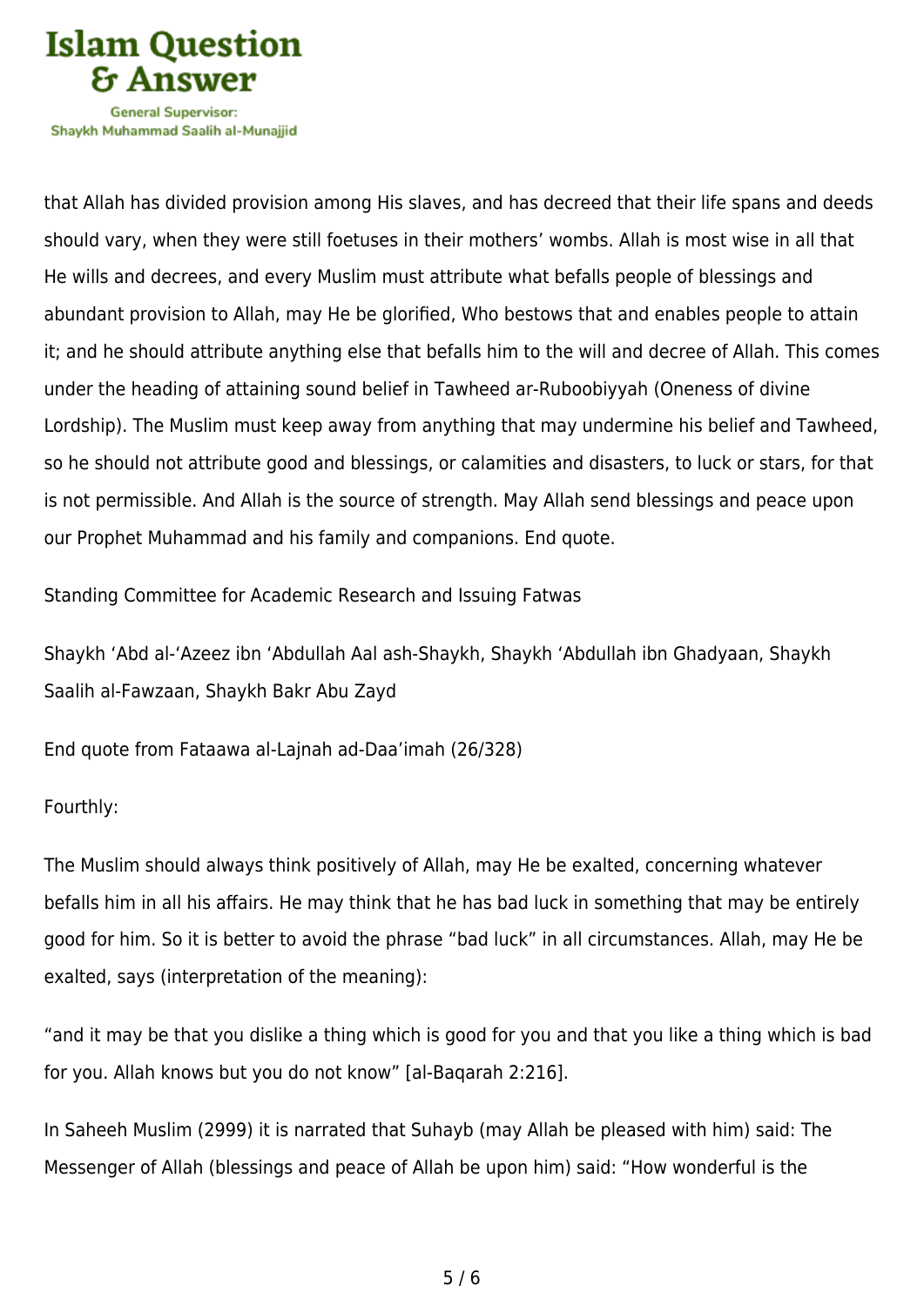that Allah has divided provision among His slaves, and has decreed that their life spans and deeds should vary, when they were still foetuses in their mothers' wombs. Allah is most wise in all that He wills and decrees, and every Muslim must attribute what befalls people of blessings and abundant provision to Allah, may He be glorified, Who bestows that and enables people to attain it; and he should attribute anything else that befalls him to the will and decree of Allah. This comes under the heading of attaining sound belief in Tawheed ar-Ruboobiyyah (Oneness of divine Lordship). The Muslim must keep away from anything that may undermine his belief and Tawheed, so he should not attribute good and blessings, or calamities and disasters, to luck or stars, for that is not permissible. And Allah is the source of strength. May Allah send blessings and peace upon our Prophet Muhammad and his family and companions. End quote.

Standing Committee for Academic Research and Issuing Fatwas

Shaykh 'Abd al-'Azeez ibn 'Abdullah Aal ash-Shaykh, Shaykh 'Abdullah ibn Ghadyaan, Shaykh Saalih al-Fawzaan, Shaykh Bakr Abu Zayd

End quote from Fataawa al-Lajnah ad-Daa'imah (26/328)

Fourthly:

The Muslim should always think positively of Allah, may He be exalted, concerning whatever befalls him in all his affairs. He may think that he has bad luck in something that may be entirely good for him. So it is better to avoid the phrase "bad luck" in all circumstances. Allah, may He be exalted, says (interpretation of the meaning):

"and it may be that you dislike a thing which is good for you and that you like a thing which is bad for you. Allah knows but you do not know" [al-Baqarah 2:216].

In Saheeh Muslim (2999) it is narrated that Suhayb (may Allah be pleased with him) said: The Messenger of Allah (blessings and peace of Allah be upon him) said: "How wonderful is the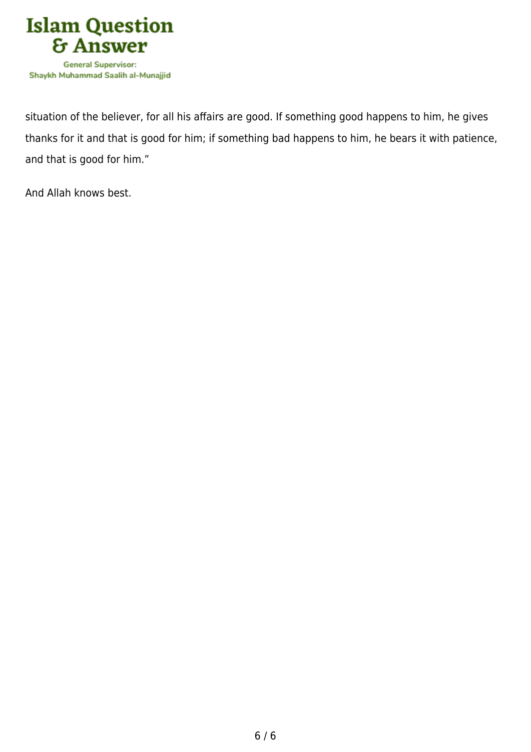situation of the believer, for all his affairs are good. If something good happens to him, he gives thanks for it and that is good for him; if something bad happens to him, he bears it with patience, and that is good for him."

And Allah knows best.